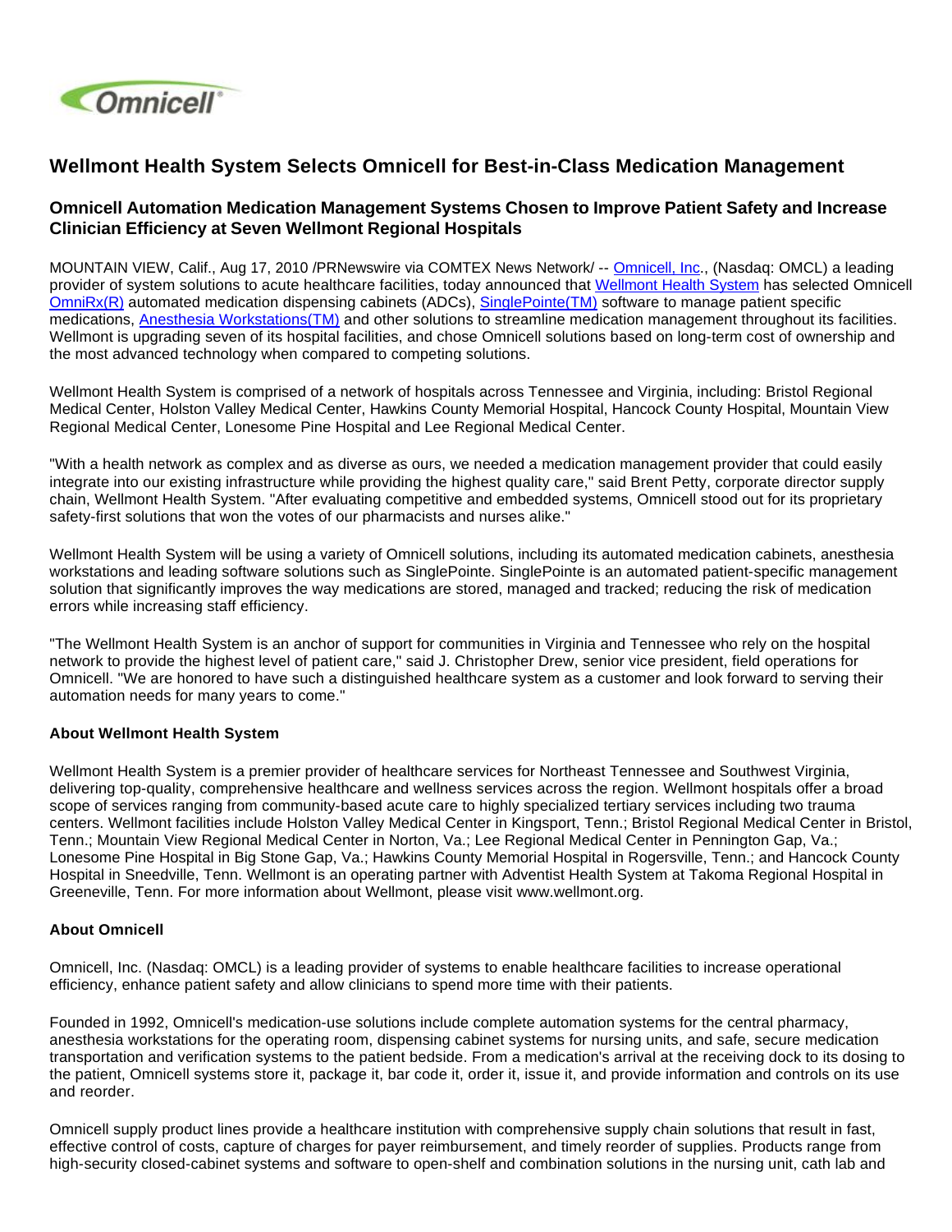# Wellmont Health System Selects Omnicell for Best-in-Class Medication Management

## Omnicell Automation Medication Management Systems Chosen to Improve Patient Safety and Increase Clinician Efficiency at Seven Wellmont Regional Hospitals

MOUNTAIN VIEW, Calif., Aug 17, 2010 /PRNewswire via COMTEX News Network/ -- Omnicell, Inc., (Nasdaq: OMCL) a leading provider of system solutions to acute healthcare facilities, today announced that Wellmont Health System has selected Omnicell OmniRx(R) automated medication dispensing cabinets (ADCs), SinglePointe(TM) software to manage patient specific medications, Anesthesia Workstations(TM) and other solutions to streamline medication management throughout its facilities. Wellmont is upgrading seven of its hospital facilities, and chose Omnicell solutions based on long-term cost of ownership and the most advanced technology when compared to competing solutions.

Wellmont Health System is comprised of a network of hospitals across Tennessee and Virginia, including: Bristol Regional Medical Center, Holston Valley Medical Center, Hawkins County Memorial Hospital, Hancock County Hospital, Mountain View Regional Medical Center, Lonesome Pine Hospital and Lee Regional Medical Center.

"With a health network as complex and as diverse as ours, we needed a medication management provider that could easily integrate into our existing infrastructure while providing the highest quality care," said Brent Petty, corporate director supply chain, Wellmont Health System. "After evaluating competitive and embedded systems, Omnicell stood out for its proprietary safety-first solutions that won the votes of our pharmacists and nurses alike."

Wellmont Health System will be using a variety of Omnicell solutions, including its automated medication cabinets, anesthesia workstations and leading software solutions such as SinglePointe. SinglePointe is an automated patient-specific management solution that significantly improves the way medications are stored, managed and tracked; reducing the risk of medication errors while increasing staff efficiency.

"The Wellmont Health System is an anchor of support for communities in Virginia and Tennessee who rely on the hospital network to provide the highest level of patient care," said J. Christopher Drew, senior vice president, field operations for Omnicell. "We are honored to have such a distinguished healthcare system as a customer and look forward to serving their automation needs for many years to come."

**About Wellmont Health System**

Wellmont Health System is a premier provider of healthcare services for Northeast Tennessee and Southwest Virginia, delivering top-quality, comprehensive healthcare and wellness services across the region. Wellmont hospitals offer a broad scope of services ranging from community-based acute care to highly specialized tertiary services including two trauma centers. Wellmont facilities include Holston Valley Medical Center in Kingsport, Tenn.; Bristol Regional Medical Center in Bristol, Tenn.; Mountain View Regional Medical Center in Norton, Va.; Lee Regional Medical Center in Pennington Gap, Va.; Lonesome Pine Hospital in Big Stone Gap, Va.; Hawkins County Memorial Hospital in Rogersville, Tenn.; and Hancock County Hospital in Sneedville, Tenn. Wellmont is an operating partner with Adventist Health System at Takoma Regional Hospital in Greeneville, Tenn. For more information about Wellmont, please visit www.wellmont.org.

**About Omnicell**

Omnicell, Inc. (Nasdaq: OMCL) is a leading provider of systems to enable healthcare facilities to increase operational efficiency, enhance patient safety and allow clinicians to spend more time with their patients.

Founded in 1992, Omnicell's medication-use solutions include complete automation systems for the central pharmacy, anesthesia workstations for the operating room, dispensing cabinet systems for nursing units, and safe, secure medication transportation and verification systems to the patient bedside. From a medication's arrival at the receiving dock to its dosing to the patient, Omnicell systems store it, package it, bar code it, order it, issue it, and provide information and controls on its use and reorder.

Omnicell supply product lines provide a healthcare institution with comprehensive supply chain solutions that result in fast, effective control of costs, capture of charges for payer reimbursement, and timely reorder of supplies. Products range from high-security closed-cabinet systems and software to open-shelf and combination solutions in the nursing unit, cath lab and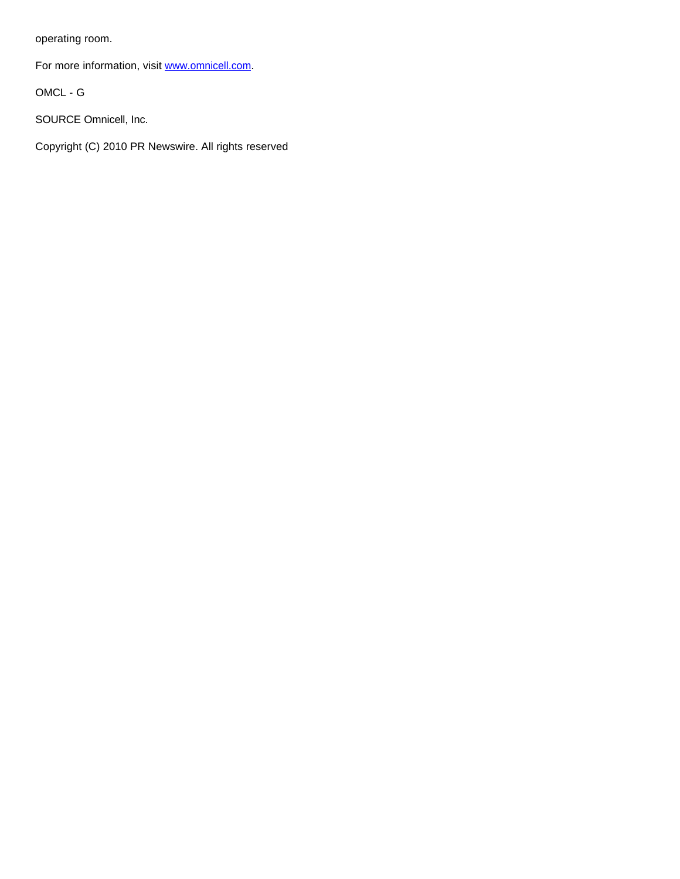operating room.

For more information, visit [www.omnicell.com](http://www.omnicell.com).

OMCL - G

SOURCE Omnicell, Inc.

Copyright (C) 2010 PR Newswire. All rights reserved